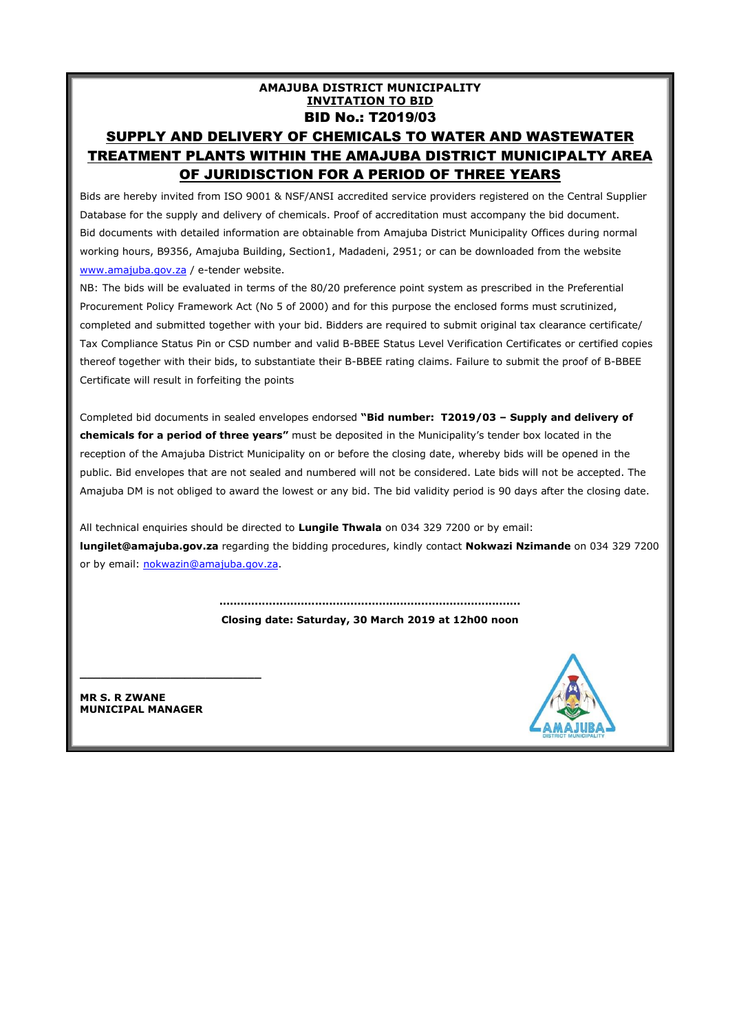**AMAJUBA DISTRICT MUNICIPALITY**

**INVITATION TO BID**

# BID No.: T2019/03

## SUPPLY AND DELIVERY OF CHEMICALS TO WATER AND WASTEWATER TREATMENT PLANTS WITHIN THE AMAJUBA DISTRICT MUNICIPALTY AREA OF JURIDISCTION FOR A PERIOD OF THREE YEARS

Bids are hereby invited from ISO 9001 & NSF/ANSI accredited service providers registered on the Central Supplier Database for the supply and delivery of chemicals. Proof of accreditation must accompany the bid document. Bid documents with detailed information are obtainable from Amajuba District Municipality Offices during normal working hours, B9356, Amajuba Building, Section1, Madadeni, 2951; or can be downloaded from the website www.amajuba.gov.za / e-tender website.

NB: The bids will be evaluated in terms of the 80/20 preference point system as prescribed in the Preferential Procurement Policy Framework Act (No 5 of 2000) and for this purpose the enclosed forms must scrutinized, completed and submitted together with your bid. Bidders are required to submit original tax clearance certificate/ Tax Compliance Status Pin or CSD number and valid B-BBEE Status Level Verification Certificates or certified copies thereof together with their bids, to substantiate their B-BBEE rating claims. Failure to submit the proof of B-BBEE Certificate will result in forfeiting the points

Completed bid documents in sealed envelopes endorsed **"Bid number: T2019/03 – Supply and delivery of chemicals for a period of three years"** must be deposited in the Municipality's tender box located in the reception of the Amajuba District Municipality on or before the closing date, whereby bids will be opened in the public. Bid envelopes that are not sealed and numbered will not be considered. Late bids will not be accepted. The Amajuba DM is not obliged to award the lowest or any bid. The bid validity period is 90 days after the closing date.

All technical enquiries should be directed to **Lungile Thwala** on 034 329 7200 or by email: **lungilet@amajuba.gov.za** regarding the bidding procedures, kindly contact **Nokwazi Nzimande** on 034 329 7200 or by email: nokwazin@amajuba.gov.za.

**Closing date: Saturday, 30 March 2019 at 12h00 noon**

\_\_\_\_\_\_\_\_\_\_\_\_\_\_\_\_\_\_\_\_\_\_\_\_\_\_\_\_

**MR S. R ZWANE**
**MUNICIPAL MANAGER**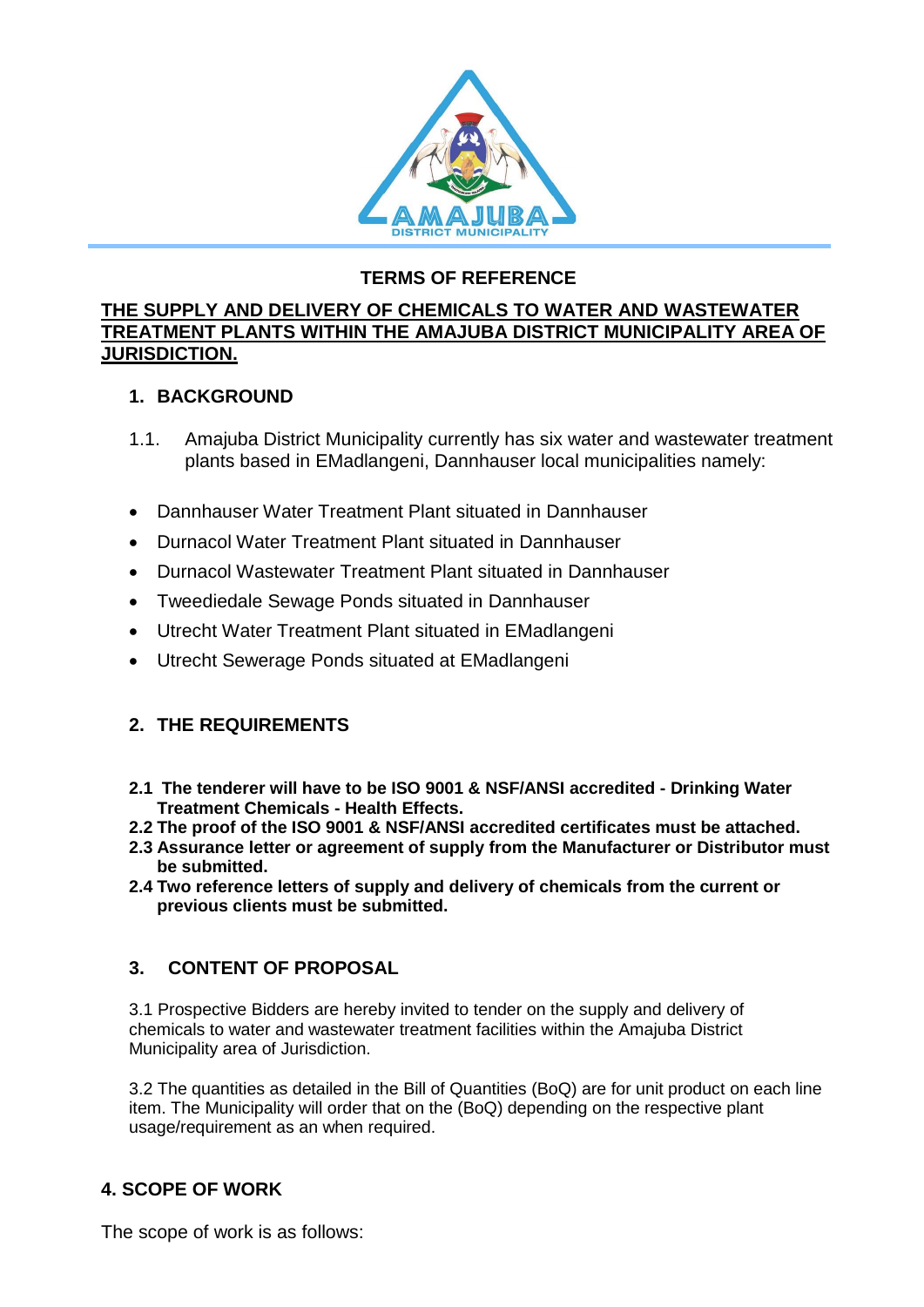**TERMS OF REFERENCE**

**THE SUPPLY AND DELIVERY OF CHEMICALS TO WATER AND WASTEWATER TREATMENT PLANTS WITHIN THE AMAJUBA DISTRICT MUNICIPALITY AREA OF JURISDICTION.**

## 1. BACKGROUND

1.1. Amajuba District Municipality currently has six water and wastewater treatment plants based in EMadlangeni, Dannhauser local municipalities namely:

- Dannhauser Water Treatment Plant situated in Dannhauser
- Durnacol Water Treatment Plant situated in Dannhauser
- Durnacol Wastewater Treatment Plant situated in Dannhauser
- Tweediedale Sewage Ponds situated in Dannhauser
- Utrecht Water Treatment Plant situated in EMadlangeni
- Utrecht Sewerage Ponds situated at EMadlangeni

## 2. THE REQUIREMENTS

**2.1 The tenderer will have to be ISO 9001 & NSF/ANSI accredited - Drinking Water Treatment Chemicals - Health Effects.**
**2.2 The proof of the ISO 9001 & NSF/ANSI accredited certificates must be attached.**
**2.3 Assurance letter or agreement of supply from the Manufacturer or Distributor must be submitted.**
**2.4 Two reference letters of supply and delivery of chemicals from the current or previous clients must be submitted.**

## 3. CONTENT OF PROPOSAL

3.1 Prospective Bidders are hereby invited to tender on the supply and delivery of chemicals to water and wastewater treatment facilities within the Amajuba District Municipality area of Jurisdiction.

3.2 The quantities as detailed in the Bill of Quantities (BoQ) are for unit product on each line item. The Municipality will order that on the (BoQ) depending on the respective plant usage/requirement as an when required.

## 4. SCOPE OF WORK

The scope of work is as follows: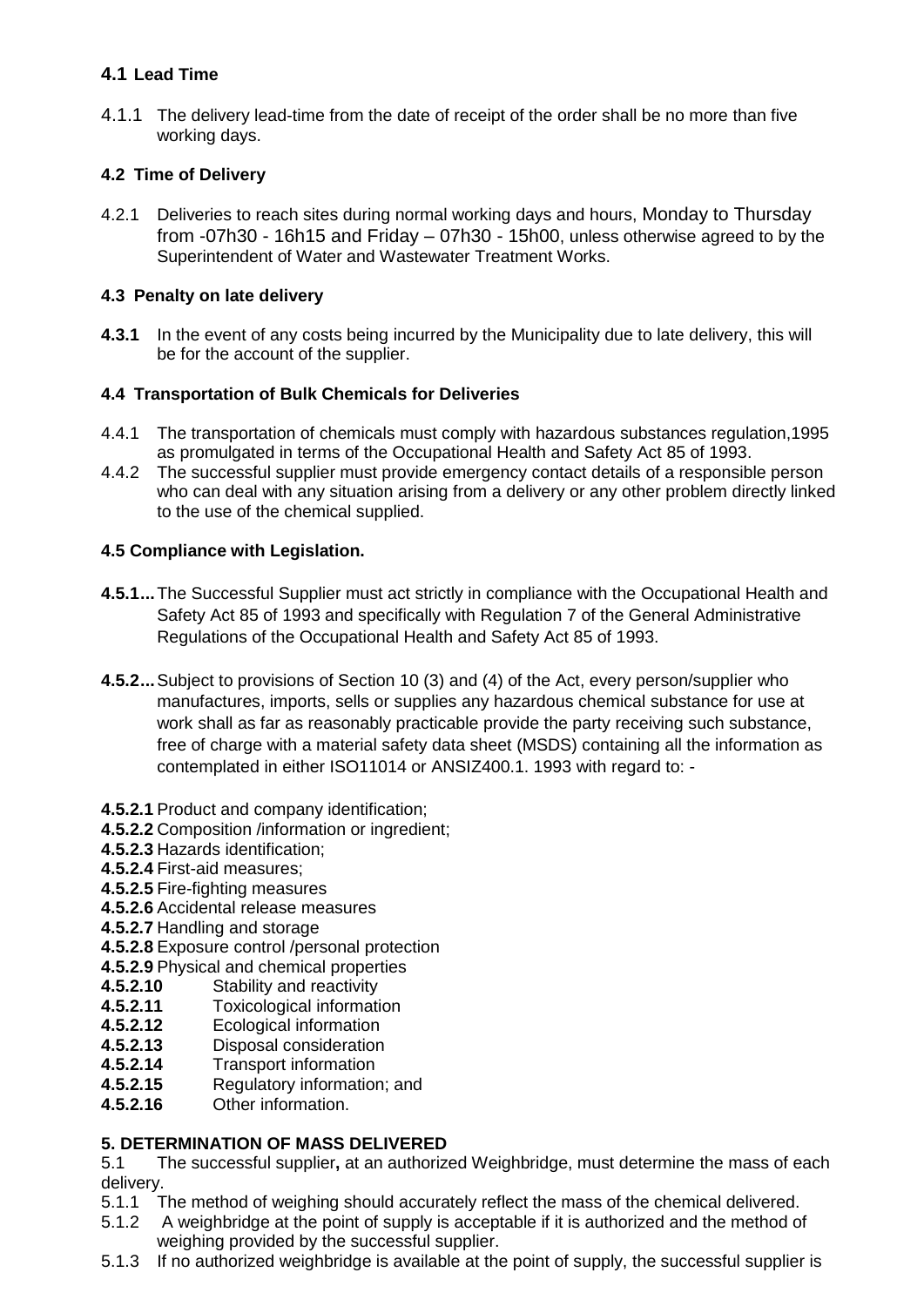### 4.1 Lead Time

4.1.1 The delivery lead-time from the date of receipt of the order shall be no more than five working days.

### 4.2 Time of Delivery

4.2.1 Deliveries to reach sites during normal working days and hours, Monday to Thursday from -07h30 - 16h15 and Friday – 07h30 - 15h00, unless otherwise agreed to by the Superintendent of Water and Wastewater Treatment Works.

### 4.3 Penalty on late delivery

**4.3.1** In the event of any costs being incurred by the Municipality due to late delivery, this will be for the account of the supplier.

### 4.4 Transportation of Bulk Chemicals for Deliveries

4.4.1 The transportation of chemicals must comply with hazardous substances regulation,1995 as promulgated in terms of the Occupational Health and Safety Act 85 of 1993.

4.4.2 The successful supplier must provide emergency contact details of a responsible person who can deal with any situation arising from a delivery or any other problem directly linked to the use of the chemical supplied.

### 4.5 Compliance with Legislation.

**4.5.1...** The Successful Supplier must act strictly in compliance with the Occupational Health and Safety Act 85 of 1993 and specifically with Regulation 7 of the General Administrative Regulations of the Occupational Health and Safety Act 85 of 1993.

**4.5.2...** Subject to provisions of Section 10 (3) and (4) of the Act, every person/supplier who manufactures, imports, sells or supplies any hazardous chemical substance for use at work shall as far as reasonably practicable provide the party receiving such substance, free of charge with a material safety data sheet (MSDS) containing all the information as contemplated in either ISO11014 or ANSIZ400.1. 1993 with regard to: -

**4.5.2.1** Product and company identification;
**4.5.2.2** Composition /information or ingredient;
**4.5.2.3** Hazards identification;
**4.5.2.4** First-aid measures;
**4.5.2.5** Fire-fighting measures
**4.5.2.6** Accidental release measures
**4.5.2.7** Handling and storage
**4.5.2.8** Exposure control /personal protection
**4.5.2.9** Physical and chemical properties
**4.5.2.10** Stability and reactivity
**4.5.2.11** Toxicological information
**4.5.2.12** Ecological information
**4.5.2.13** Disposal consideration
**4.5.2.14** Transport information
**4.5.2.15** Regulatory information; and
**4.5.2.16** Other information.

## 5. DETERMINATION OF MASS DELIVERED

5.1 The successful supplier**,** at an authorized Weighbridge, must determine the mass of each delivery.

5.1.1 The method of weighing should accurately reflect the mass of the chemical delivered.

5.1.2 A weighbridge at the point of supply is acceptable if it is authorized and the method of weighing provided by the successful supplier.

5.1.3 If no authorized weighbridge is available at the point of supply, the successful supplier is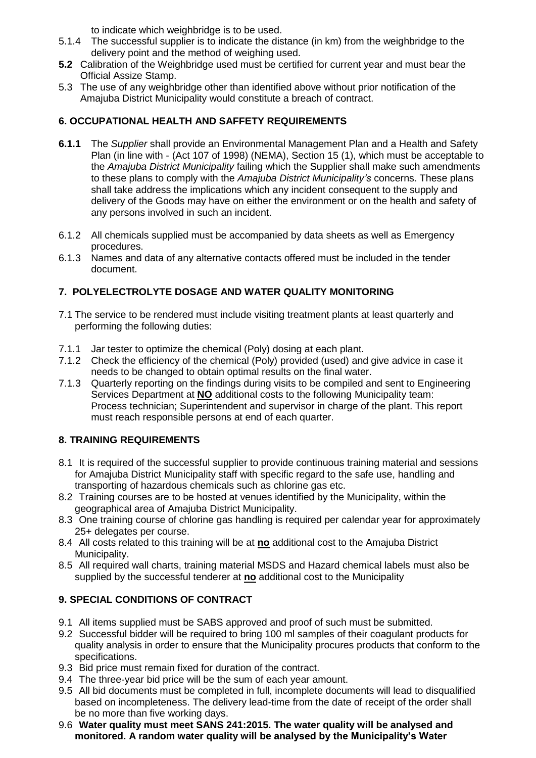to indicate which weighbridge is to be used.

5.1.4 The successful supplier is to indicate the distance (in km) from the weighbridge to the delivery point and the method of weighing used.

**5.2** Calibration of the Weighbridge used must be certified for current year and must bear the Official Assize Stamp.

5.3 The use of any weighbridge other than identified above without prior notification of the Amajuba District Municipality would constitute a breach of contract.

## 6. OCCUPATIONAL HEALTH AND SAFFETY REQUIREMENTS

**6.1.1** The *Supplier* shall provide an Environmental Management Plan and a Health and Safety Plan (in line with - (Act 107 of 1998) (NEMA), Section 15 (1), which must be acceptable to the *Amajuba District Municipality* failing which the Supplier shall make such amendments to these plans to comply with the *Amajuba District Municipality's* concerns. These plans shall take address the implications which any incident consequent to the supply and delivery of the Goods may have on either the environment or on the health and safety of any persons involved in such an incident.

6.1.2 All chemicals supplied must be accompanied by data sheets as well as Emergency procedures.

6.1.3 Names and data of any alternative contacts offered must be included in the tender document.

## 7. POLYELECTROLYTE DOSAGE AND WATER QUALITY MONITORING

7.1 The service to be rendered must include visiting treatment plants at least quarterly and performing the following duties:

7.1.1 Jar tester to optimize the chemical (Poly) dosing at each plant.

7.1.2 Check the efficiency of the chemical (Poly) provided (used) and give advice in case it needs to be changed to obtain optimal results on the final water.

7.1.3 Quarterly reporting on the findings during visits to be compiled and sent to Engineering Services Department at **NO** additional costs to the following Municipality team: Process technician; Superintendent and supervisor in charge of the plant. This report must reach responsible persons at end of each quarter.

## 8. TRAINING REQUIREMENTS

8.1 It is required of the successful supplier to provide continuous training material and sessions for Amajuba District Municipality staff with specific regard to the safe use, handling and transporting of hazardous chemicals such as chlorine gas etc.

8.2 Training courses are to be hosted at venues identified by the Municipality, within the geographical area of Amajuba District Municipality.

8.3 One training course of chlorine gas handling is required per calendar year for approximately 25+ delegates per course.

8.4 All costs related to this training will be at **no** additional cost to the Amajuba District Municipality.

8.5 All required wall charts, training material MSDS and Hazard chemical labels must also be supplied by the successful tenderer at **no** additional cost to the Municipality

## 9. SPECIAL CONDITIONS OF CONTRACT

9.1 All items supplied must be SABS approved and proof of such must be submitted.

9.2 Successful bidder will be required to bring 100 ml samples of their coagulant products for quality analysis in order to ensure that the Municipality procures products that conform to the specifications.

9.3 Bid price must remain fixed for duration of the contract.

9.4 The three-year bid price will be the sum of each year amount.

9.5 All bid documents must be completed in full, incomplete documents will lead to disqualified based on incompleteness. The delivery lead-time from the date of receipt of the order shall be no more than five working days.

9.6 **Water quality must meet SANS 241:2015. The water quality will be analysed and monitored. A random water quality will be analysed by the Municipality's Water**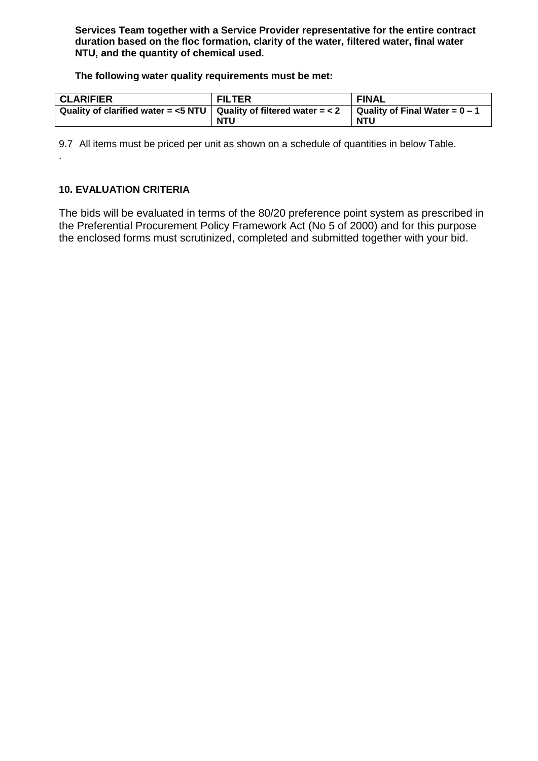**Services Team together with a Service Provider representative for the entire contract duration based on the floc formation, clarity of the water, filtered water, final water NTU, and the quantity of chemical used.**

**The following water quality requirements must be met:**

| CLARIFIER | FILTER | FINAL |
| --- | --- | --- |
| **Quality of clarified water = <5 NTU** | **Quality of filtered water = < 2 NTU** | **Quality of Final Water = 0 – 1 NTU** |

9.7 All items must be priced per unit as shown on a schedule of quantities in below Table.

.

**10. EVALUATION CRITERIA**

The bids will be evaluated in terms of the 80/20 preference point system as prescribed in the Preferential Procurement Policy Framework Act (No 5 of 2000) and for this purpose the enclosed forms must scrutinized, completed and submitted together with your bid.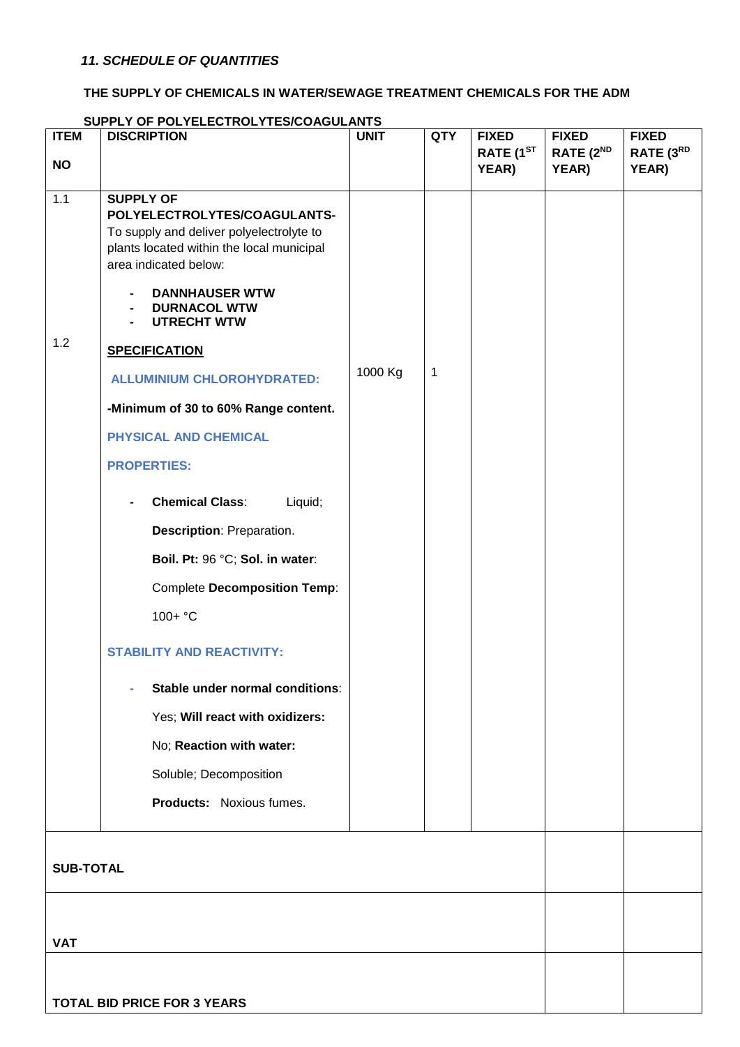*11. SCHEDULE OF QUANTITIES*

**THE SUPPLY OF CHEMICALS IN WATER/SEWAGE TREATMENT CHEMICALS FOR THE ADM**

**SUPPLY OF POLYELECTROLYTES/COAGULANTS**

| ITEM NO | DISCRIPTION | UNIT | QTY | FIXED RATE (1ST YEAR) | FIXED RATE (2ND YEAR) | FIXED RATE (3RD YEAR) |
|---|---|---|---|---|---|---|
| 1.1 | **SUPPLY OF POLYELECTROLYTES/COAGULANTS-** To supply and deliver polyelectrolyte to plants located within the local municipal area indicated below: <br> - **DANNHAUSER WTW** <br> - **DURNACOL WTW** <br> - **UTRECHT WTW** | | | | | |
| 1.2 | **SPECIFICATION** <br> **ALLUMINIUM CHLOROHYDRATED:** <br> **-Minimum of 30 to 60% Range content.** <br> **PHYSICAL AND CHEMICAL PROPERTIES:** <br> - **Chemical Class**: Liquid; **Description**: Preparation. **Boil. Pt:** 96 °C; **Sol. in water**: Complete **Decomposition Temp**: 100+ °C <br> **STABILITY AND REACTIVITY:** <br> - **Stable under normal conditions**: Yes; **Will react with oxidizers:** No; **Reaction with water:** Soluble; Decomposition **Products:** Noxious fumes. | 1000 Kg | 1 | | | |
| **SUB-TOTAL** | | | | | | |
| **VAT** | | | | | | |
| **TOTAL BID PRICE FOR 3 YEARS** | | | | | | |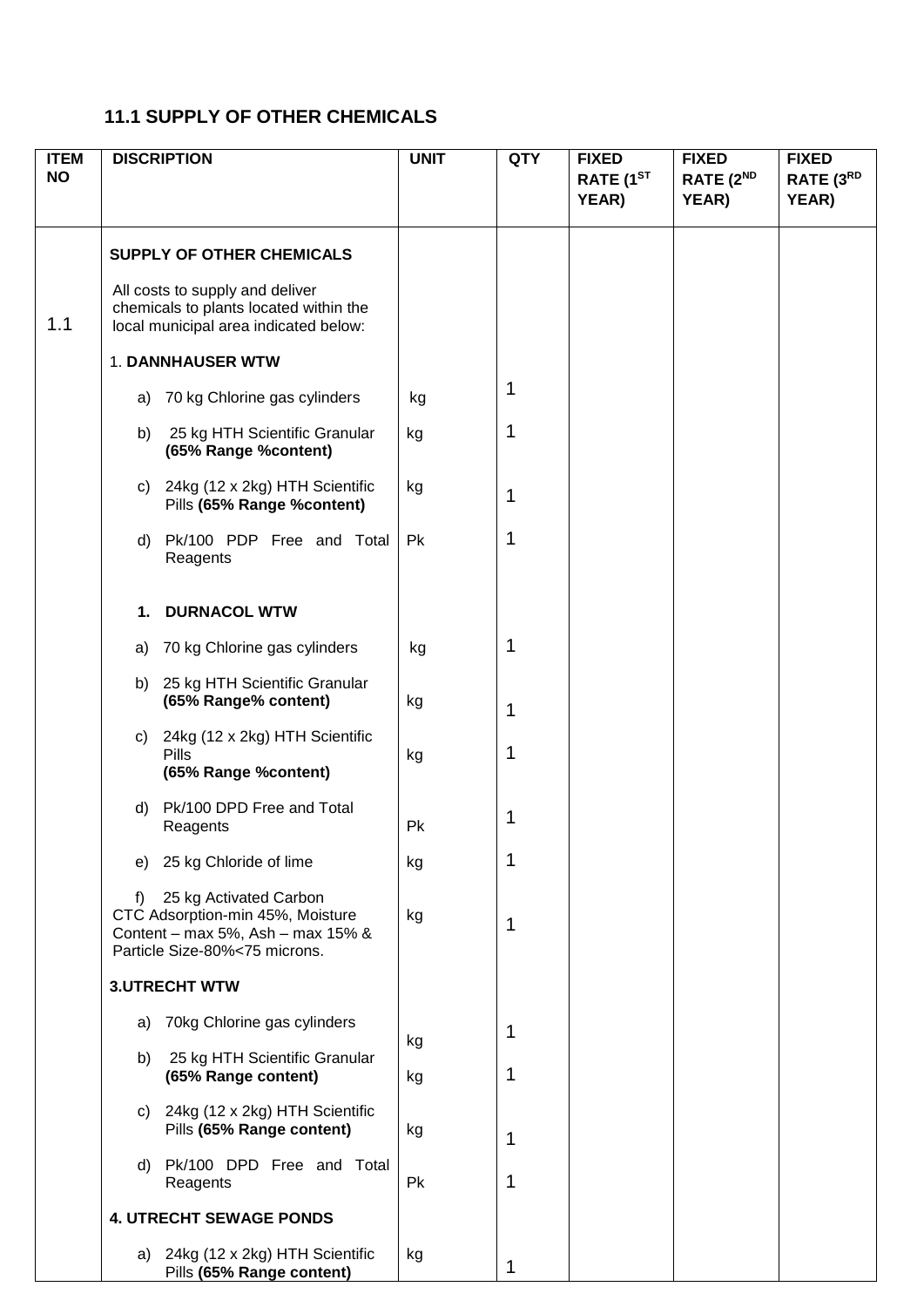## 11.1 SUPPLY OF OTHER CHEMICALS

| ITEM NO | DISCRIPTION | UNIT | QTY | FIXED RATE (1ST YEAR) | FIXED RATE (2ND YEAR) | FIXED RATE (3RD YEAR) |
|---|---|---|---|---|---|---|
| 1.1 | **SUPPLY OF OTHER CHEMICALS** | | | | | |
| | All costs to supply and deliver chemicals to plants located within the local municipal area indicated below: | | | | | |
| | 1. **DANNHAUSER WTW** | | | | | |
| | a) 70 kg Chlorine gas cylinders | kg | 1 | | | |
| | b) 25 kg HTH Scientific Granular **(65% Range %content)** | kg | 1 | | | |
| | c) 24kg (12 x 2kg) HTH Scientific Pills **(65% Range %content)** | kg | 1 | | | |
| | d) Pk/100 PDP Free and Total Reagents | Pk | 1 | | | |
| | **1. DURNACOL WTW** | | | | | |
| | a) 70 kg Chlorine gas cylinders | kg | 1 | | | |
| | b) 25 kg HTH Scientific Granular **(65% Range% content)** | kg | 1 | | | |
| | c) 24kg (12 x 2kg) HTH Scientific Pills **(65% Range %content)** | kg | 1 | | | |
| | d) Pk/100 DPD Free and Total Reagents | Pk | 1 | | | |
| | e) 25 kg Chloride of lime | kg | 1 | | | |
| | f) 25 kg Activated Carbon CTC Adsorption-min 45%, Moisture Content – max 5%, Ash – max 15% & Particle Size-80%<75 microns. | kg | 1 | | | |
| | **3.UTRECHT WTW** | | | | | |
| | a) 70kg Chlorine gas cylinders | kg | 1 | | | |
| | b) 25 kg HTH Scientific Granular **(65% Range content)** | kg | 1 | | | |
| | c) 24kg (12 x 2kg) HTH Scientific Pills **(65% Range content)** | kg | 1 | | | |
| | d) Pk/100 DPD Free and Total Reagents | Pk | 1 | | | |
| | **4. UTRECHT SEWAGE PONDS** | | | | | |
| | a) 24kg (12 x 2kg) HTH Scientific Pills **(65% Range content)** | kg | 1 | | | |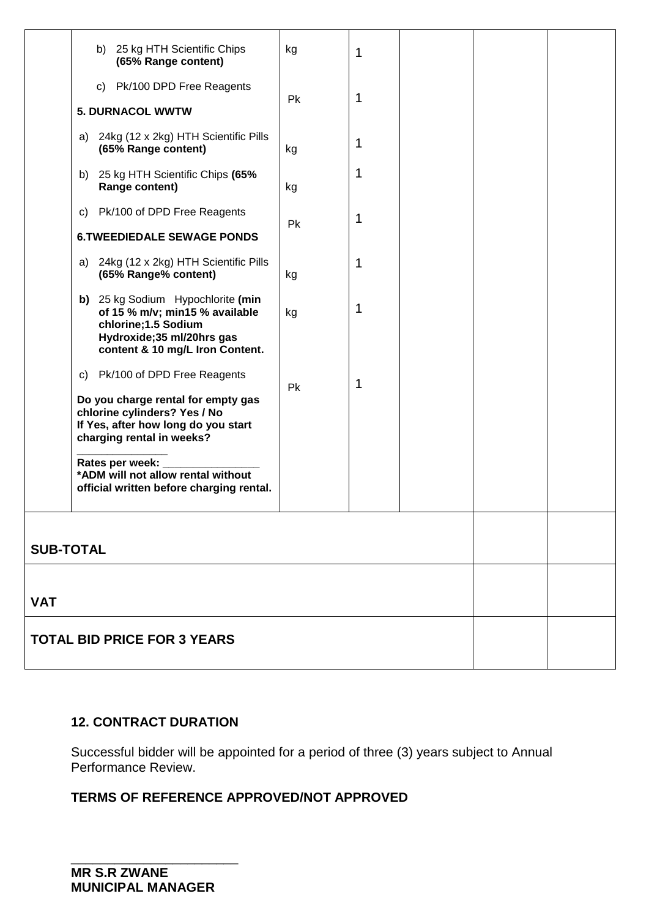| | | | | | | |
|---|---|---|---|---|---|---|
| | b) 25 kg HTH Scientific Chips **(65% Range content)** | kg | 1 | | | |
| | c) Pk/100 DPD Free Reagents | Pk | 1 | | | |
| | **5. DURNACOL WWTW** | | | | | |
| | a) 24kg (12 x 2kg) HTH Scientific Pills **(65% Range content)** | kg | 1 | | | |
| | b) 25 kg HTH Scientific Chips **(65% Range content)** | kg | 1 | | | |
| | c) Pk/100 of DPD Free Reagents | Pk | 1 | | | |
| | **6.TWEEDIEDALE SEWAGE PONDS** | | | | | |
| | a) 24kg (12 x 2kg) HTH Scientific Pills **(65% Range% content)** | kg | 1 | | | |
| | **b)** 25 kg Sodium Hypochlorite **(min of 15 % m/v; min15 % available chlorine;1.5 Sodium Hydroxide;35 ml/20hrs gas content & 10 mg/L Iron Content.** | kg | 1 | | | |
| | c) Pk/100 of DPD Free Reagents | Pk | 1 | | | |
| | **Do you charge rental for empty gas chlorine cylinders? Yes / No If Yes, after how long do you start charging rental in weeks? _______________ Rates per week: _______________ *ADM will not allow rental without official written before charging rental.** | | | | | |
| **SUB-TOTAL** | | | | | | |
| **VAT** | | | | | | |
| **TOTAL BID PRICE FOR 3 YEARS** | | | | | | |

## 12. CONTRACT DURATION

Successful bidder will be appointed for a period of three (3) years subject to Annual Performance Review.

**TERMS OF REFERENCE APPROVED/NOT APPROVED**

_______________________

**MR S.R ZWANE**
**MUNICIPAL MANAGER**